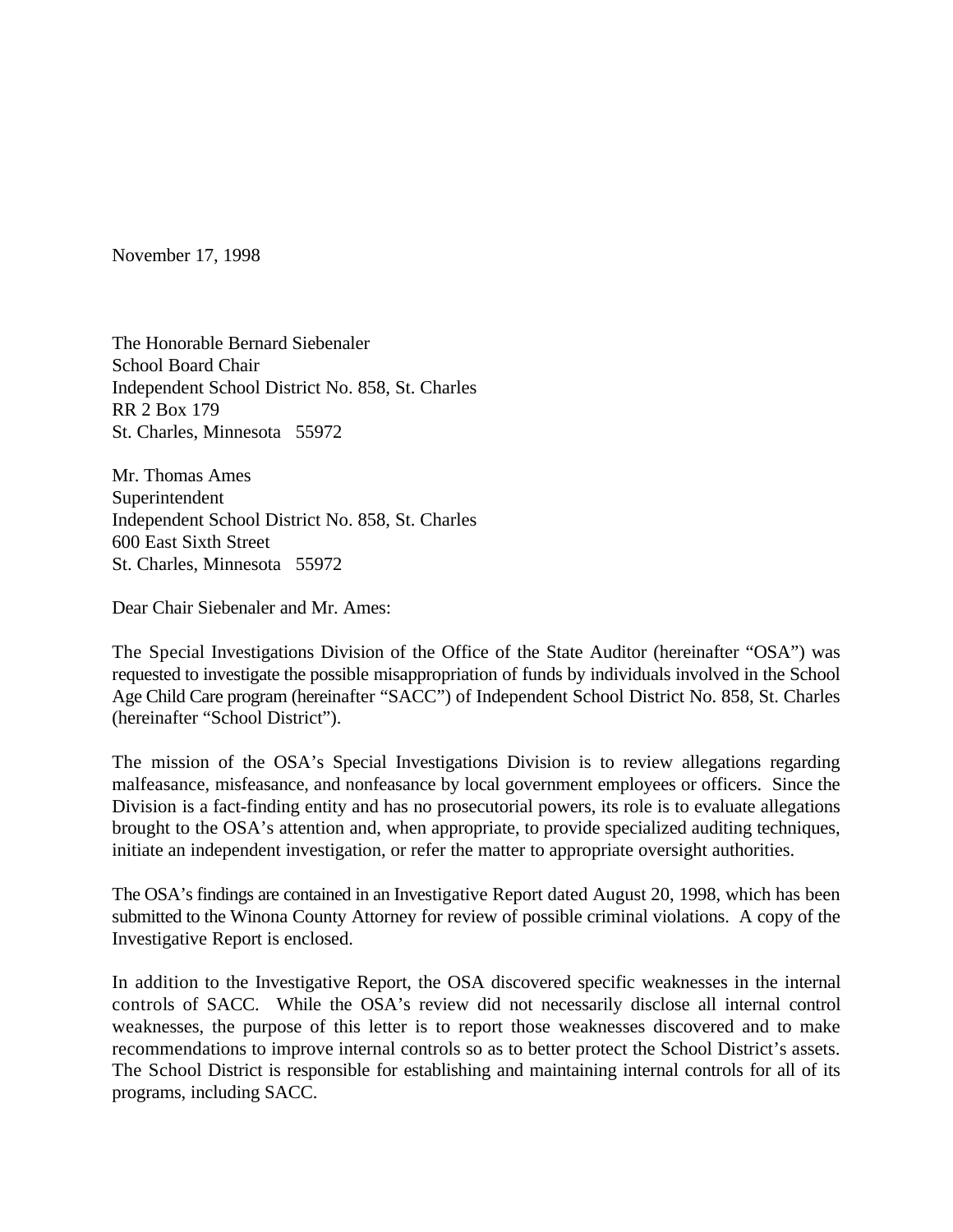November 17, 1998

The Honorable Bernard Siebenaler
School Board Chair
Independent School District No. 858, St. Charles
RR 2 Box 179
St. Charles, Minnesota 55972

Mr. Thomas Ames
Superintendent
Independent School District No. 858, St. Charles
600 East Sixth Street
St. Charles, Minnesota 55972

Dear Chair Siebenaler and Mr. Ames:

The Special Investigations Division of the Office of the State Auditor (hereinafter "OSA") was requested to investigate the possible misappropriation of funds by individuals involved in the School Age Child Care program (hereinafter "SACC") of Independent School District No. 858, St. Charles (hereinafter "School District").

The mission of the OSA's Special Investigations Division is to review allegations regarding malfeasance, misfeasance, and nonfeasance by local government employees or officers. Since the Division is a fact-finding entity and has no prosecutorial powers, its role is to evaluate allegations brought to the OSA's attention and, when appropriate, to provide specialized auditing techniques, initiate an independent investigation, or refer the matter to appropriate oversight authorities.

The OSA's findings are contained in an Investigative Report dated August 20, 1998, which has been submitted to the Winona County Attorney for review of possible criminal violations. A copy of the Investigative Report is enclosed.

In addition to the Investigative Report, the OSA discovered specific weaknesses in the internal controls of SACC. While the OSA's review did not necessarily disclose all internal control weaknesses, the purpose of this letter is to report those weaknesses discovered and to make recommendations to improve internal controls so as to better protect the School District's assets. The School District is responsible for establishing and maintaining internal controls for all of its programs, including SACC.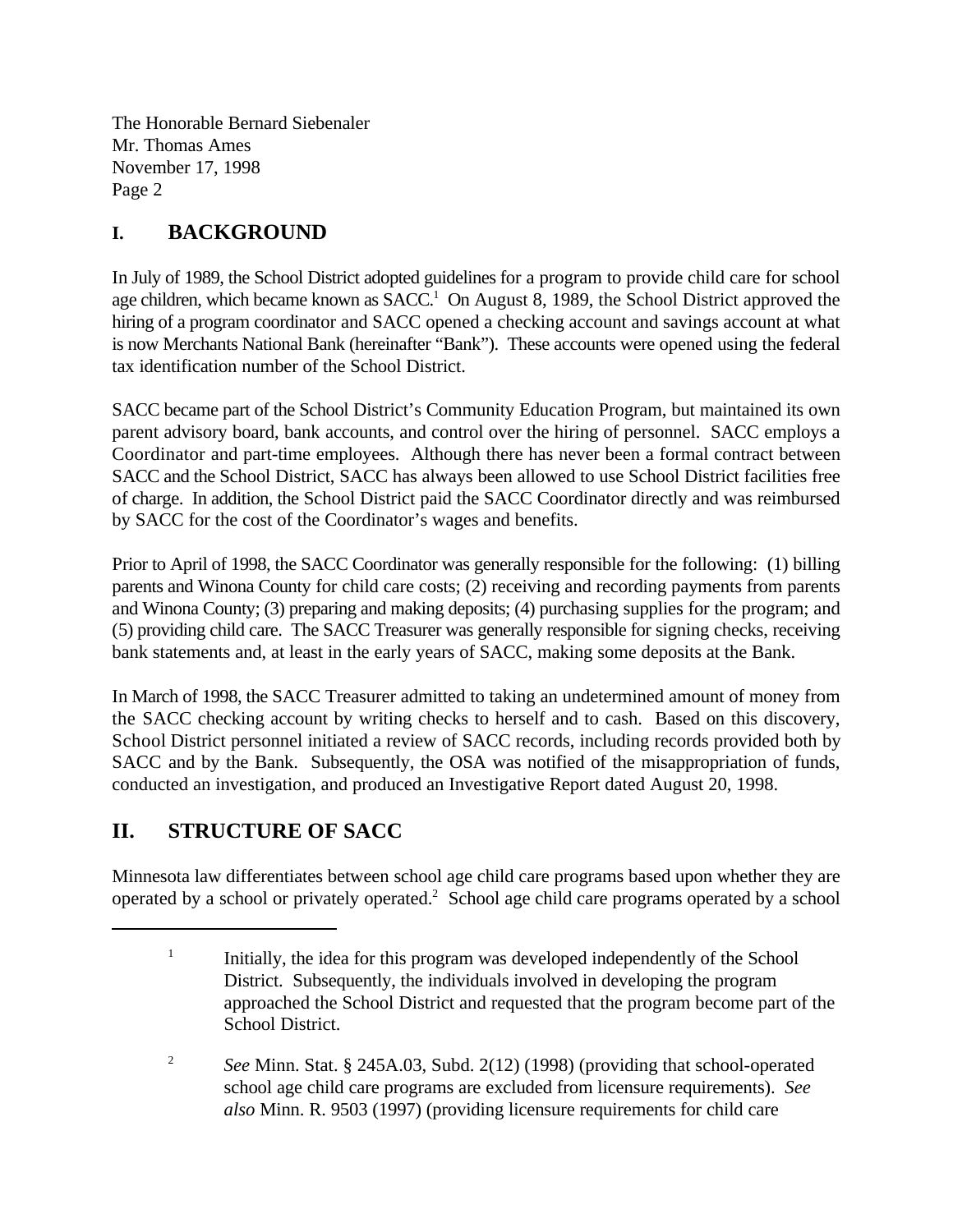## I. BACKGROUND

In July of 1989, the School District adopted guidelines for a program to provide child care for school age children, which became known as SACC.[1] On August 8, 1989, the School District approved the hiring of a program coordinator and SACC opened a checking account and savings account at what is now Merchants National Bank (hereinafter "Bank"). These accounts were opened using the federal tax identification number of the School District.

SACC became part of the School District's Community Education Program, but maintained its own parent advisory board, bank accounts, and control over the hiring of personnel. SACC employs a Coordinator and part-time employees. Although there has never been a formal contract between SACC and the School District, SACC has always been allowed to use School District facilities free of charge. In addition, the School District paid the SACC Coordinator directly and was reimbursed by SACC for the cost of the Coordinator's wages and benefits.

Prior to April of 1998, the SACC Coordinator was generally responsible for the following: (1) billing parents and Winona County for child care costs; (2) receiving and recording payments from parents and Winona County; (3) preparing and making deposits; (4) purchasing supplies for the program; and (5) providing child care. The SACC Treasurer was generally responsible for signing checks, receiving bank statements and, at least in the early years of SACC, making some deposits at the Bank.

In March of 1998, the SACC Treasurer admitted to taking an undetermined amount of money from the SACC checking account by writing checks to herself and to cash. Based on this discovery, School District personnel initiated a review of SACC records, including records provided both by SACC and by the Bank. Subsequently, the OSA was notified of the misappropriation of funds, conducted an investigation, and produced an Investigative Report dated August 20, 1998.

## II. STRUCTURE OF SACC

Minnesota law differentiates between school age child care programs based upon whether they are operated by a school or privately operated.[2] School age child care programs operated by a school

---

[1] Initially, the idea for this program was developed independently of the School District. Subsequently, the individuals involved in developing the program approached the School District and requested that the program become part of the School District.

[2] *See* Minn. Stat. § 245A.03, Subd. 2(12) (1998) (providing that school-operated school age child care programs are excluded from licensure requirements). *See also* Minn. R. 9503 (1997) (providing licensure requirements for child care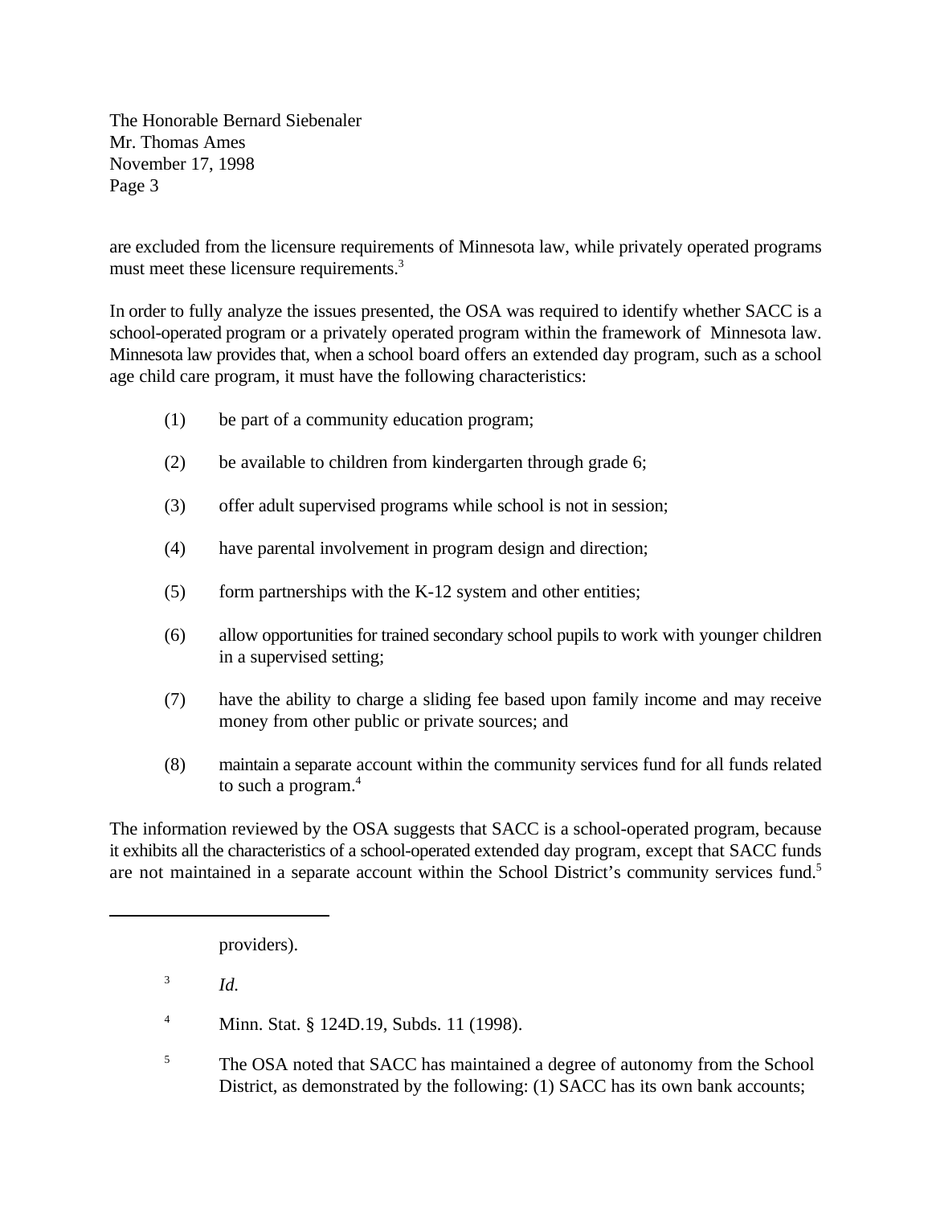are excluded from the licensure requirements of Minnesota law, while privately operated programs must meet these licensure requirements.[3]

In order to fully analyze the issues presented, the OSA was required to identify whether SACC is a school-operated program or a privately operated program within the framework of Minnesota law. Minnesota law provides that, when a school board offers an extended day program, such as a school age child care program, it must have the following characteristics:

(1) be part of a community education program;

(2) be available to children from kindergarten through grade 6;

(3) offer adult supervised programs while school is not in session;

(4) have parental involvement in program design and direction;

(5) form partnerships with the K-12 system and other entities;

(6) allow opportunities for trained secondary school pupils to work with younger children in a supervised setting;

(7) have the ability to charge a sliding fee based upon family income and may receive money from other public or private sources; and

(8) maintain a separate account within the community services fund for all funds related to such a program.[4]

The information reviewed by the OSA suggests that SACC is a school-operated program, because it exhibits all the characteristics of a school-operated extended day program, except that SACC funds are not maintained in a separate account within the School District's community services fund.[5]

---

providers).

[3] *Id.*

[4] Minn. Stat. § 124D.19, Subds. 11 (1998).

[5] The OSA noted that SACC has maintained a degree of autonomy from the School District, as demonstrated by the following: (1) SACC has its own bank accounts;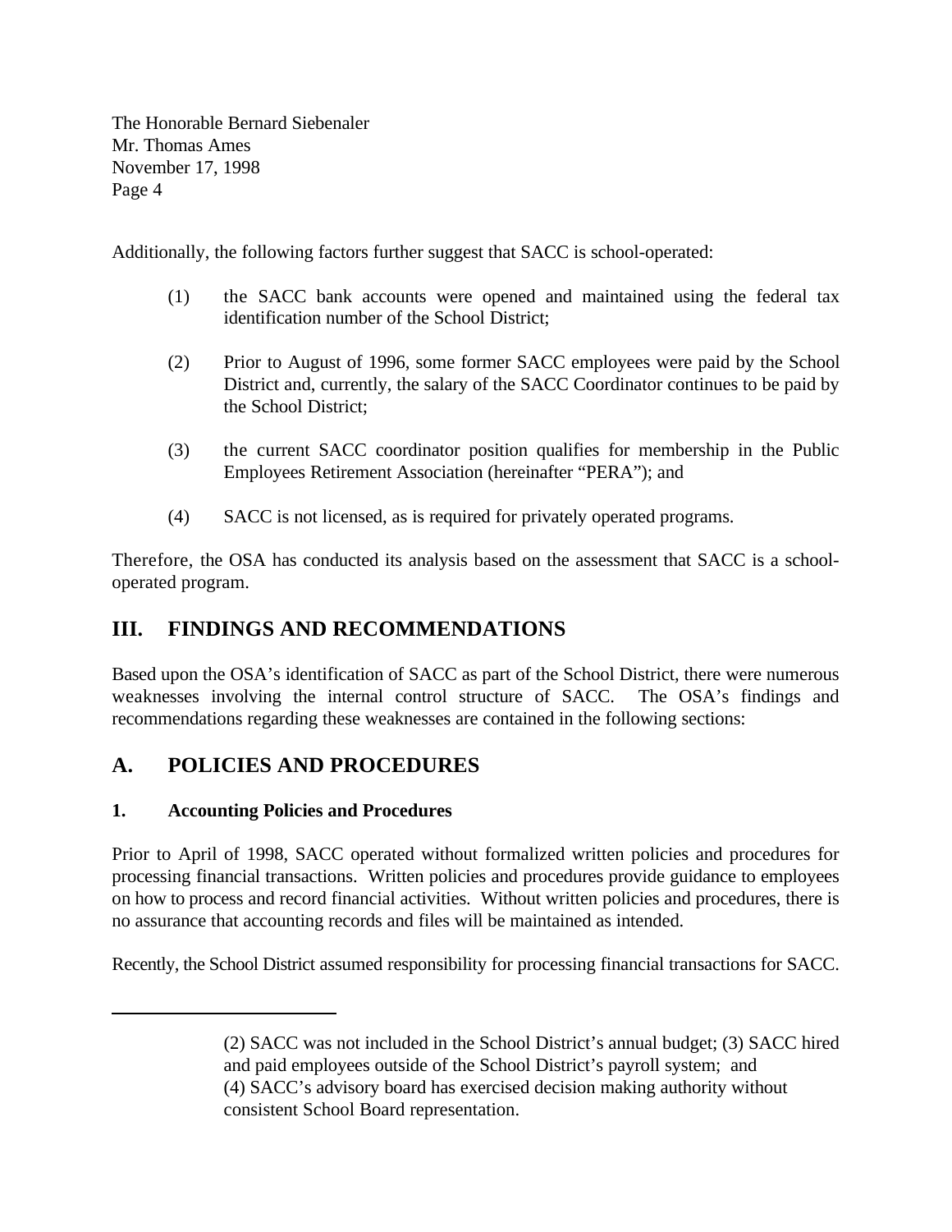Additionally, the following factors further suggest that SACC is school-operated:

(1) the SACC bank accounts were opened and maintained using the federal tax identification number of the School District;

(2) Prior to August of 1996, some former SACC employees were paid by the School District and, currently, the salary of the SACC Coordinator continues to be paid by the School District;

(3) the current SACC coordinator position qualifies for membership in the Public Employees Retirement Association (hereinafter "PERA"); and

(4) SACC is not licensed, as is required for privately operated programs.

Therefore, the OSA has conducted its analysis based on the assessment that SACC is a school-operated program.

## III. FINDINGS AND RECOMMENDATIONS

Based upon the OSA's identification of SACC as part of the School District, there were numerous weaknesses involving the internal control structure of SACC. The OSA's findings and recommendations regarding these weaknesses are contained in the following sections:

## A. POLICIES AND PROCEDURES

### 1. Accounting Policies and Procedures

Prior to April of 1998, SACC operated without formalized written policies and procedures for processing financial transactions. Written policies and procedures provide guidance to employees on how to process and record financial activities. Without written policies and procedures, there is no assurance that accounting records and files will be maintained as intended.

Recently, the School District assumed responsibility for processing financial transactions for SACC.

---

(2) SACC was not included in the School District's annual budget; (3) SACC hired and paid employees outside of the School District's payroll system; and (4) SACC's advisory board has exercised decision making authority without consistent School Board representation.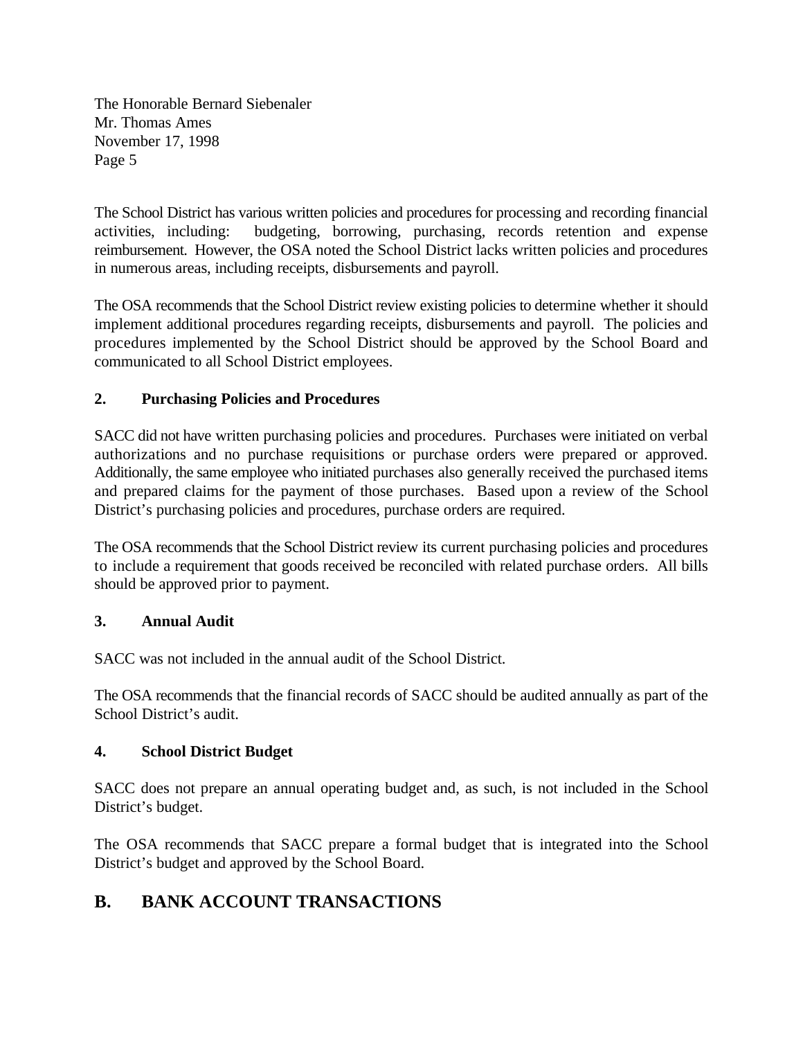The School District has various written policies and procedures for processing and recording financial activities, including: budgeting, borrowing, purchasing, records retention and expense reimbursement. However, the OSA noted the School District lacks written policies and procedures in numerous areas, including receipts, disbursements and payroll.

The OSA recommends that the School District review existing policies to determine whether it should implement additional procedures regarding receipts, disbursements and payroll. The policies and procedures implemented by the School District should be approved by the School Board and communicated to all School District employees.

### 2. Purchasing Policies and Procedures

SACC did not have written purchasing policies and procedures. Purchases were initiated on verbal authorizations and no purchase requisitions or purchase orders were prepared or approved. Additionally, the same employee who initiated purchases also generally received the purchased items and prepared claims for the payment of those purchases. Based upon a review of the School District's purchasing policies and procedures, purchase orders are required.

The OSA recommends that the School District review its current purchasing policies and procedures to include a requirement that goods received be reconciled with related purchase orders. All bills should be approved prior to payment.

### 3. Annual Audit

SACC was not included in the annual audit of the School District.

The OSA recommends that the financial records of SACC should be audited annually as part of the School District's audit.

### 4. School District Budget

SACC does not prepare an annual operating budget and, as such, is not included in the School District's budget.

The OSA recommends that SACC prepare a formal budget that is integrated into the School District's budget and approved by the School Board.

## B. BANK ACCOUNT TRANSACTIONS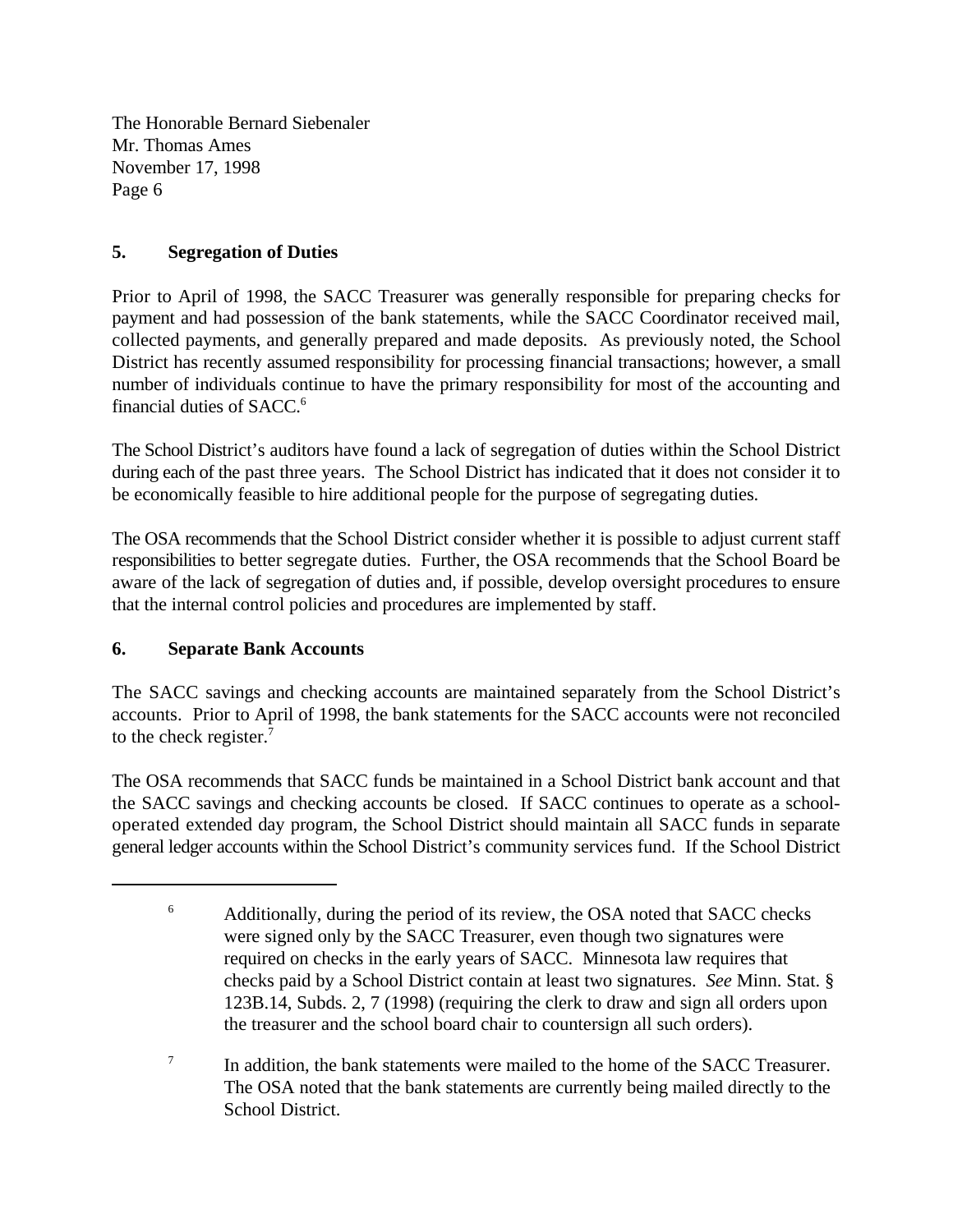The Honorable Bernard Siebenaler
Mr. Thomas Ames
November 17, 1998

## 5. Segregation of Duties

Prior to April of 1998, the SACC Treasurer was generally responsible for preparing checks for payment and had possession of the bank statements, while the SACC Coordinator received mail, collected payments, and generally prepared and made deposits. As previously noted, the School District has recently assumed responsibility for processing financial transactions; however, a small number of individuals continue to have the primary responsibility for most of the accounting and financial duties of SACC.[6]

The School District's auditors have found a lack of segregation of duties within the School District during each of the past three years. The School District has indicated that it does not consider it to be economically feasible to hire additional people for the purpose of segregating duties.

The OSA recommends that the School District consider whether it is possible to adjust current staff responsibilities to better segregate duties. Further, the OSA recommends that the School Board be aware of the lack of segregation of duties and, if possible, develop oversight procedures to ensure that the internal control policies and procedures are implemented by staff.

## 6. Separate Bank Accounts

The SACC savings and checking accounts are maintained separately from the School District's accounts. Prior to April of 1998, the bank statements for the SACC accounts were not reconciled to the check register.[7]

The OSA recommends that SACC funds be maintained in a School District bank account and that the SACC savings and checking accounts be closed. If SACC continues to operate as a school-operated extended day program, the School District should maintain all SACC funds in separate general ledger accounts within the School District's community services fund. If the School District

---

[6] Additionally, during the period of its review, the OSA noted that SACC checks were signed only by the SACC Treasurer, even though two signatures were required on checks in the early years of SACC. Minnesota law requires that checks paid by a School District contain at least two signatures. *See* Minn. Stat. § 123B.14, Subds. 2, 7 (1998) (requiring the clerk to draw and sign all orders upon the treasurer and the school board chair to countersign all such orders).

[7] In addition, the bank statements were mailed to the home of the SACC Treasurer. The OSA noted that the bank statements are currently being mailed directly to the School District.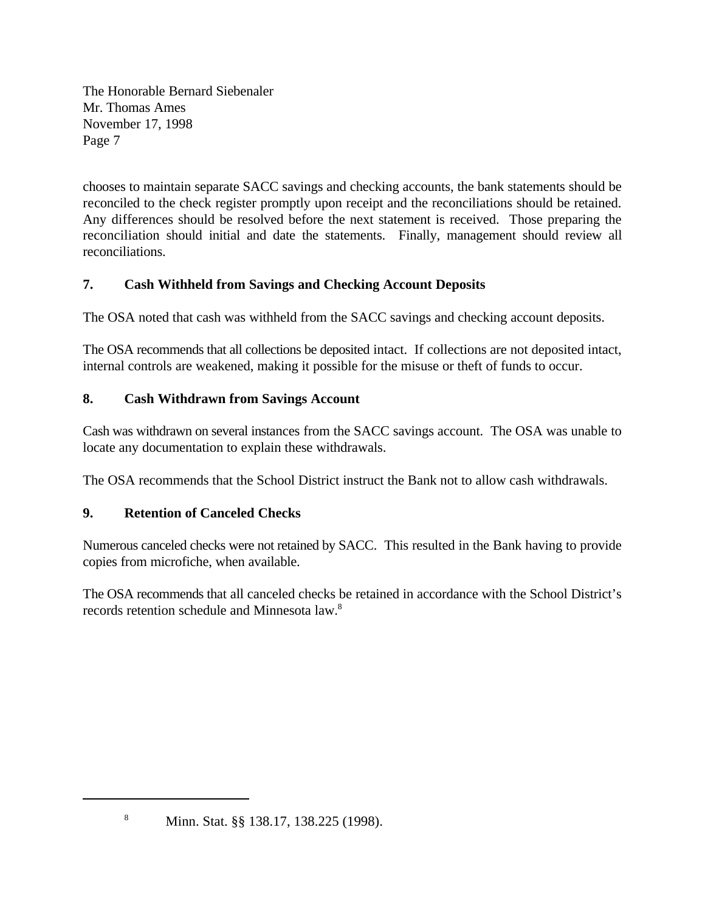chooses to maintain separate SACC savings and checking accounts, the bank statements should be reconciled to the check register promptly upon receipt and the reconciliations should be retained. Any differences should be resolved before the next statement is received. Those preparing the reconciliation should initial and date the statements. Finally, management should review all reconciliations.

**7. Cash Withheld from Savings and Checking Account Deposits**

The OSA noted that cash was withheld from the SACC savings and checking account deposits.

The OSA recommends that all collections be deposited intact. If collections are not deposited intact, internal controls are weakened, making it possible for the misuse or theft of funds to occur.

**8. Cash Withdrawn from Savings Account**

Cash was withdrawn on several instances from the SACC savings account. The OSA was unable to locate any documentation to explain these withdrawals.

The OSA recommends that the School District instruct the Bank not to allow cash withdrawals.

**9. Retention of Canceled Checks**

Numerous canceled checks were not retained by SACC. This resulted in the Bank having to provide copies from microfiche, when available.

The OSA recommends that all canceled checks be retained in accordance with the School District's records retention schedule and Minnesota law.[8]

---

[8] Minn. Stat. §§ 138.17, 138.225 (1998).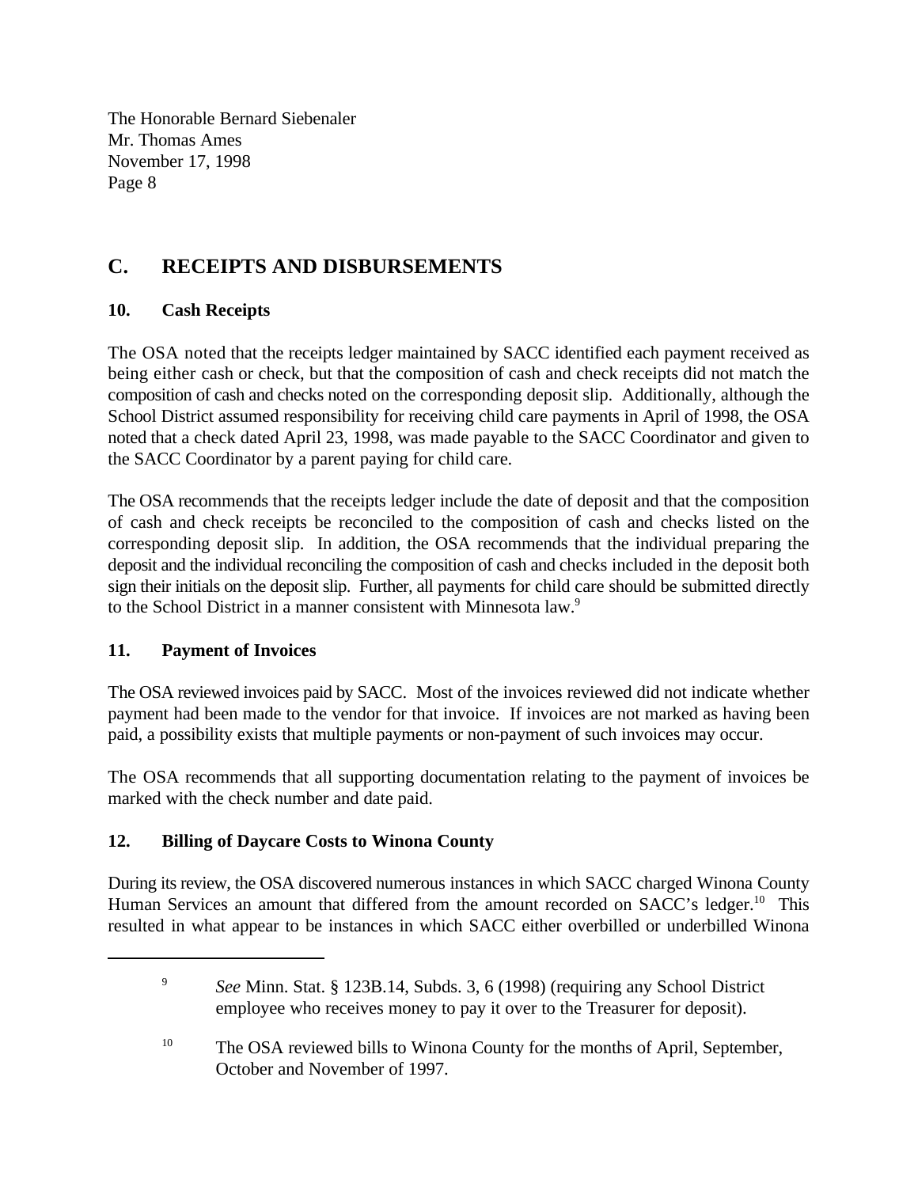## C. RECEIPTS AND DISBURSEMENTS

### 10. Cash Receipts

The OSA noted that the receipts ledger maintained by SACC identified each payment received as being either cash or check, but that the composition of cash and check receipts did not match the composition of cash and checks noted on the corresponding deposit slip. Additionally, although the School District assumed responsibility for receiving child care payments in April of 1998, the OSA noted that a check dated April 23, 1998, was made payable to the SACC Coordinator and given to the SACC Coordinator by a parent paying for child care.

The OSA recommends that the receipts ledger include the date of deposit and that the composition of cash and check receipts be reconciled to the composition of cash and checks listed on the corresponding deposit slip. In addition, the OSA recommends that the individual preparing the deposit and the individual reconciling the composition of cash and checks included in the deposit both sign their initials on the deposit slip. Further, all payments for child care should be submitted directly to the School District in a manner consistent with Minnesota law.[9]

### 11. Payment of Invoices

The OSA reviewed invoices paid by SACC. Most of the invoices reviewed did not indicate whether payment had been made to the vendor for that invoice. If invoices are not marked as having been paid, a possibility exists that multiple payments or non-payment of such invoices may occur.

The OSA recommends that all supporting documentation relating to the payment of invoices be marked with the check number and date paid.

### 12. Billing of Daycare Costs to Winona County

During its review, the OSA discovered numerous instances in which SACC charged Winona County Human Services an amount that differed from the amount recorded on SACC's ledger.[10] This resulted in what appear to be instances in which SACC either overbilled or underbilled Winona

---

[9] *See* Minn. Stat. § 123B.14, Subds. 3, 6 (1998) (requiring any School District employee who receives money to pay it over to the Treasurer for deposit).

[10] The OSA reviewed bills to Winona County for the months of April, September, October and November of 1997.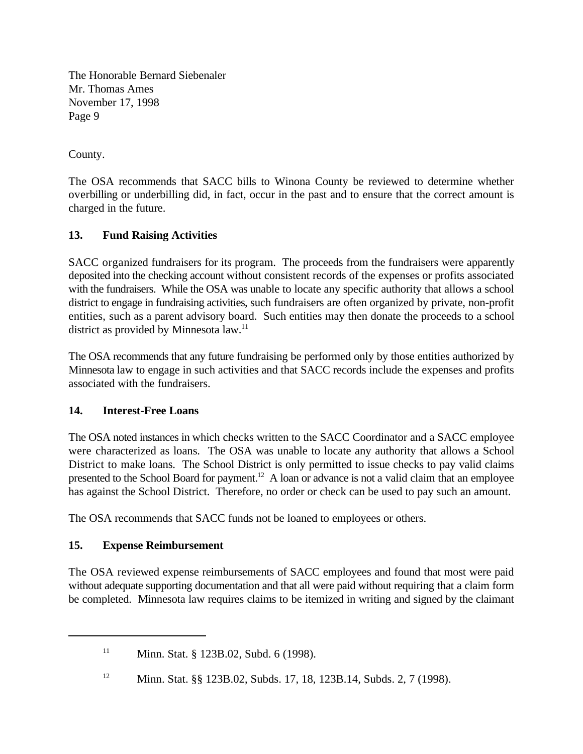County.

The OSA recommends that SACC bills to Winona County be reviewed to determine whether overbilling or underbilling did, in fact, occur in the past and to ensure that the correct amount is charged in the future.

**13. Fund Raising Activities**

SACC organized fundraisers for its program. The proceeds from the fundraisers were apparently deposited into the checking account without consistent records of the expenses or profits associated with the fundraisers. While the OSA was unable to locate any specific authority that allows a school district to engage in fundraising activities, such fundraisers are often organized by private, non-profit entities, such as a parent advisory board. Such entities may then donate the proceeds to a school district as provided by Minnesota law.[11]

The OSA recommends that any future fundraising be performed only by those entities authorized by Minnesota law to engage in such activities and that SACC records include the expenses and profits associated with the fundraisers.

**14. Interest-Free Loans**

The OSA noted instances in which checks written to the SACC Coordinator and a SACC employee were characterized as loans. The OSA was unable to locate any authority that allows a School District to make loans. The School District is only permitted to issue checks to pay valid claims presented to the School Board for payment.[12] A loan or advance is not a valid claim that an employee has against the School District. Therefore, no order or check can be used to pay such an amount.

The OSA recommends that SACC funds not be loaned to employees or others.

**15. Expense Reimbursement**

The OSA reviewed expense reimbursements of SACC employees and found that most were paid without adequate supporting documentation and that all were paid without requiring that a claim form be completed. Minnesota law requires claims to be itemized in writing and signed by the claimant

---

[11] Minn. Stat. § 123B.02, Subd. 6 (1998).

[12] Minn. Stat. §§ 123B.02, Subds. 17, 18, 123B.14, Subds. 2, 7 (1998).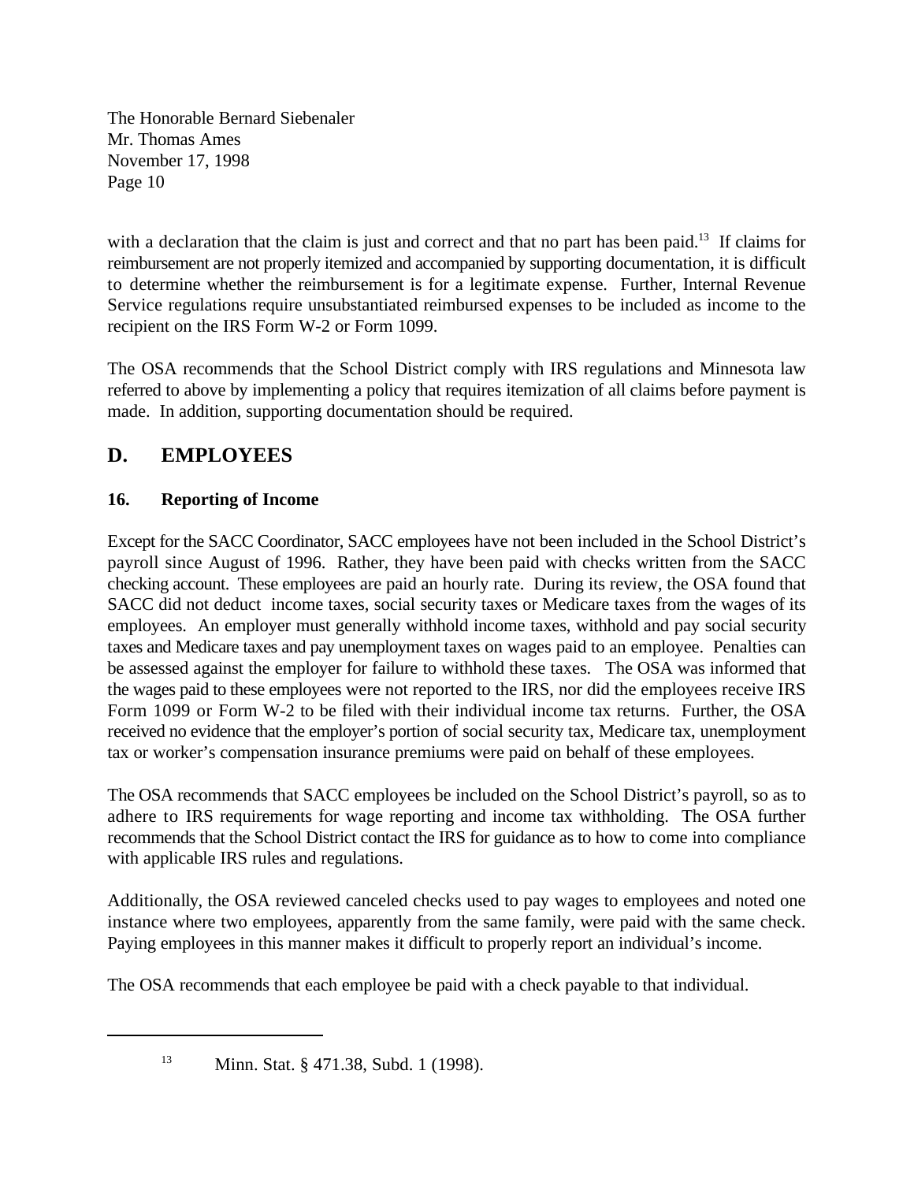with a declaration that the claim is just and correct and that no part has been paid.[13] If claims for reimbursement are not properly itemized and accompanied by supporting documentation, it is difficult to determine whether the reimbursement is for a legitimate expense. Further, Internal Revenue Service regulations require unsubstantiated reimbursed expenses to be included as income to the recipient on the IRS Form W-2 or Form 1099.

The OSA recommends that the School District comply with IRS regulations and Minnesota law referred to above by implementing a policy that requires itemization of all claims before payment is made. In addition, supporting documentation should be required.

## D. EMPLOYEES

### 16. Reporting of Income

Except for the SACC Coordinator, SACC employees have not been included in the School District's payroll since August of 1996. Rather, they have been paid with checks written from the SACC checking account. These employees are paid an hourly rate. During its review, the OSA found that SACC did not deduct income taxes, social security taxes or Medicare taxes from the wages of its employees. An employer must generally withhold income taxes, withhold and pay social security taxes and Medicare taxes and pay unemployment taxes on wages paid to an employee. Penalties can be assessed against the employer for failure to withhold these taxes. The OSA was informed that the wages paid to these employees were not reported to the IRS, nor did the employees receive IRS Form 1099 or Form W-2 to be filed with their individual income tax returns. Further, the OSA received no evidence that the employer's portion of social security tax, Medicare tax, unemployment tax or worker's compensation insurance premiums were paid on behalf of these employees.

The OSA recommends that SACC employees be included on the School District's payroll, so as to adhere to IRS requirements for wage reporting and income tax withholding. The OSA further recommends that the School District contact the IRS for guidance as to how to come into compliance with applicable IRS rules and regulations.

Additionally, the OSA reviewed canceled checks used to pay wages to employees and noted one instance where two employees, apparently from the same family, were paid with the same check. Paying employees in this manner makes it difficult to properly report an individual's income.

The OSA recommends that each employee be paid with a check payable to that individual.

---

[13] Minn. Stat. § 471.38, Subd. 1 (1998).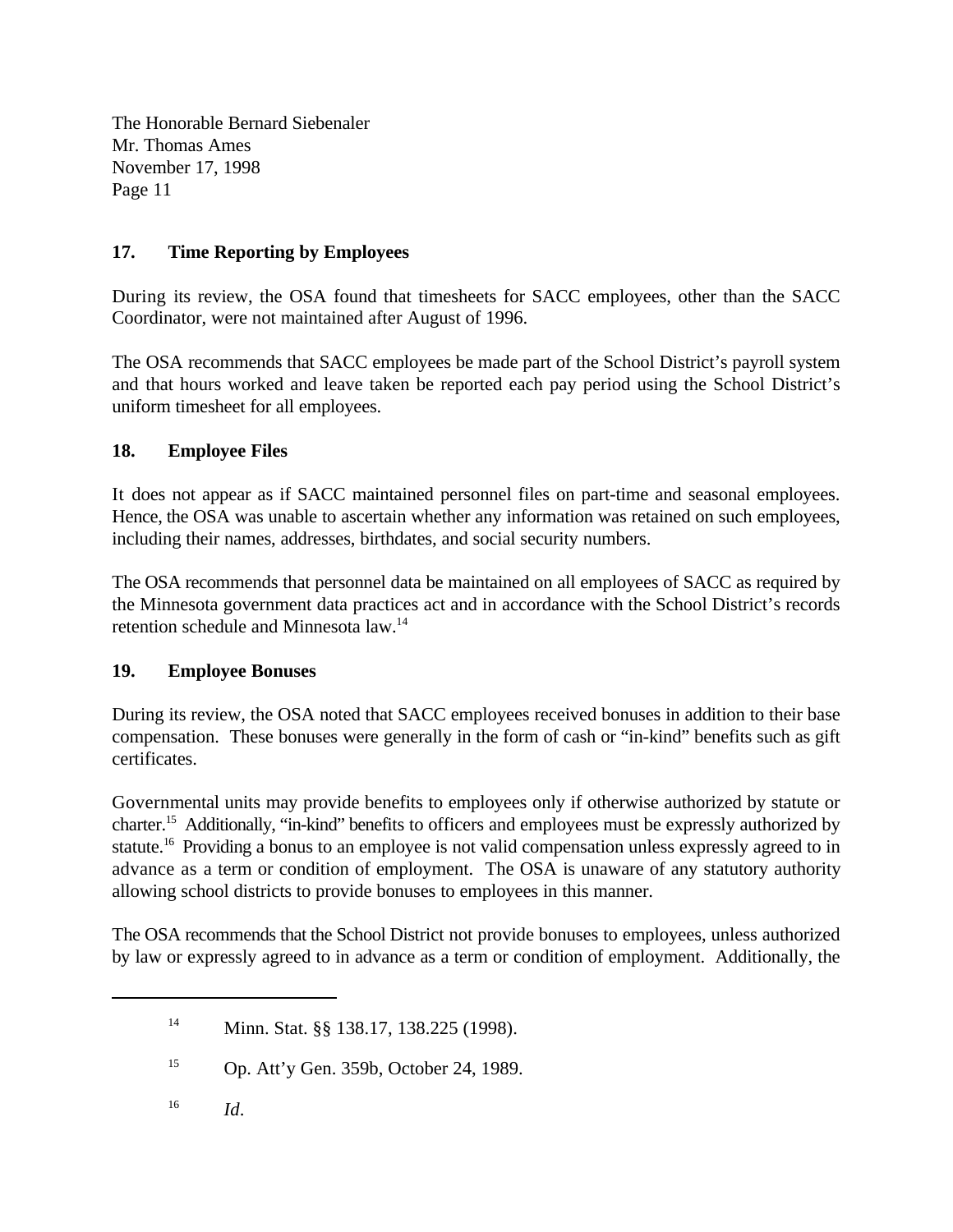## 17. Time Reporting by Employees

During its review, the OSA found that timesheets for SACC employees, other than the SACC Coordinator, were not maintained after August of 1996.

The OSA recommends that SACC employees be made part of the School District's payroll system and that hours worked and leave taken be reported each pay period using the School District's uniform timesheet for all employees.

## 18. Employee Files

It does not appear as if SACC maintained personnel files on part-time and seasonal employees. Hence, the OSA was unable to ascertain whether any information was retained on such employees, including their names, addresses, birthdates, and social security numbers.

The OSA recommends that personnel data be maintained on all employees of SACC as required by the Minnesota government data practices act and in accordance with the School District's records retention schedule and Minnesota law.[14]

## 19. Employee Bonuses

During its review, the OSA noted that SACC employees received bonuses in addition to their base compensation. These bonuses were generally in the form of cash or "in-kind" benefits such as gift certificates.

Governmental units may provide benefits to employees only if otherwise authorized by statute or charter.[15] Additionally, "in-kind" benefits to officers and employees must be expressly authorized by statute.[16] Providing a bonus to an employee is not valid compensation unless expressly agreed to in advance as a term or condition of employment. The OSA is unaware of any statutory authority allowing school districts to provide bonuses to employees in this manner.

The OSA recommends that the School District not provide bonuses to employees, unless authorized by law or expressly agreed to in advance as a term or condition of employment. Additionally, the

---

[14] Minn. Stat. §§ 138.17, 138.225 (1998).

[15] Op. Att'y Gen. 359b, October 24, 1989.

[16] *Id*.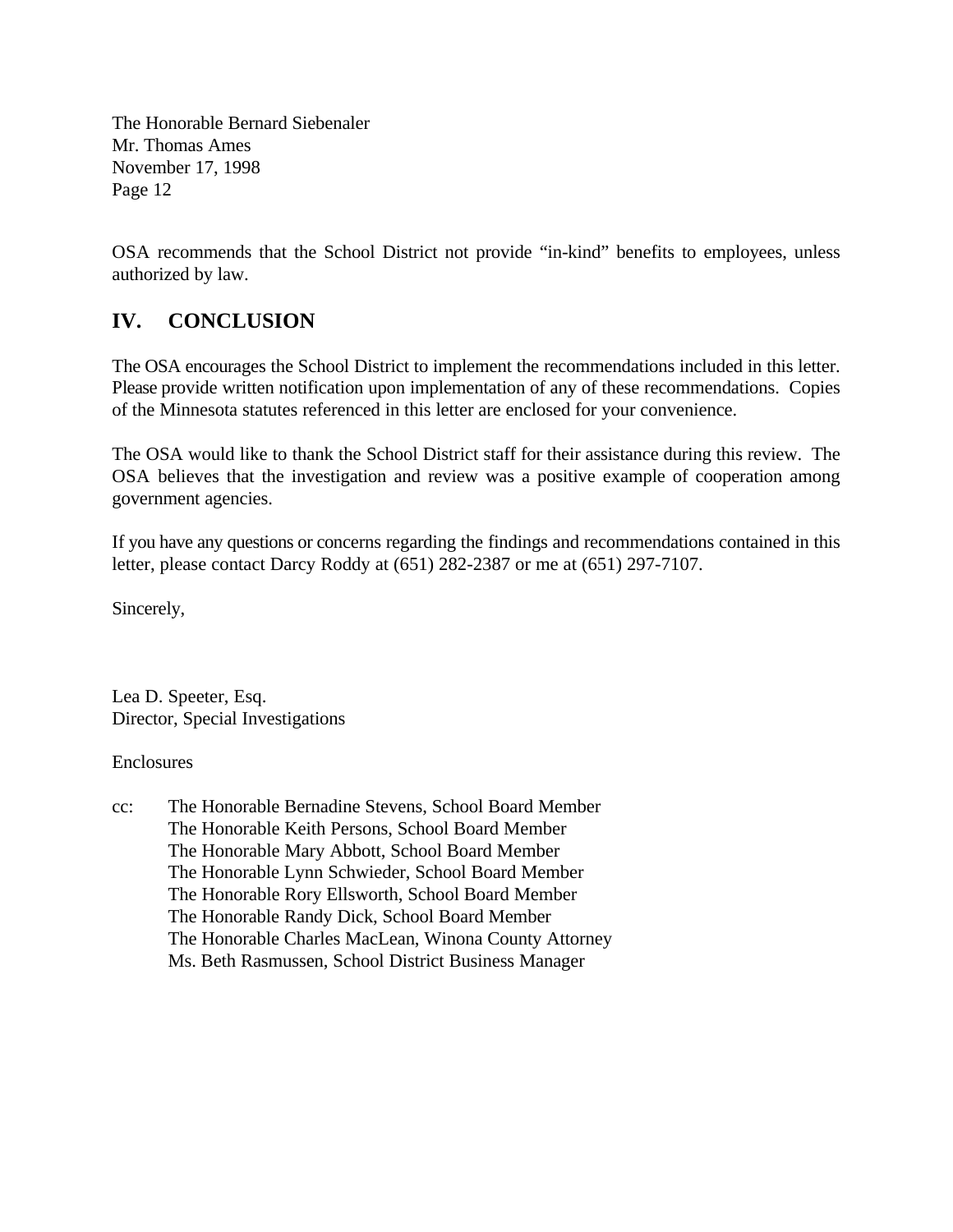OSA recommends that the School District not provide "in-kind" benefits to employees, unless authorized by law.

## IV. CONCLUSION

The OSA encourages the School District to implement the recommendations included in this letter. Please provide written notification upon implementation of any of these recommendations. Copies of the Minnesota statutes referenced in this letter are enclosed for your convenience.

The OSA would like to thank the School District staff for their assistance during this review. The OSA believes that the investigation and review was a positive example of cooperation among government agencies.

If you have any questions or concerns regarding the findings and recommendations contained in this letter, please contact Darcy Roddy at (651) 282-2387 or me at (651) 297-7107.

Sincerely,

Lea D. Speeter, Esq.
Director, Special Investigations

Enclosures

cc: The Honorable Bernadine Stevens, School Board Member
The Honorable Keith Persons, School Board Member
The Honorable Mary Abbott, School Board Member
The Honorable Lynn Schwieder, School Board Member
The Honorable Rory Ellsworth, School Board Member
The Honorable Randy Dick, School Board Member
The Honorable Charles MacLean, Winona County Attorney
Ms. Beth Rasmussen, School District Business Manager